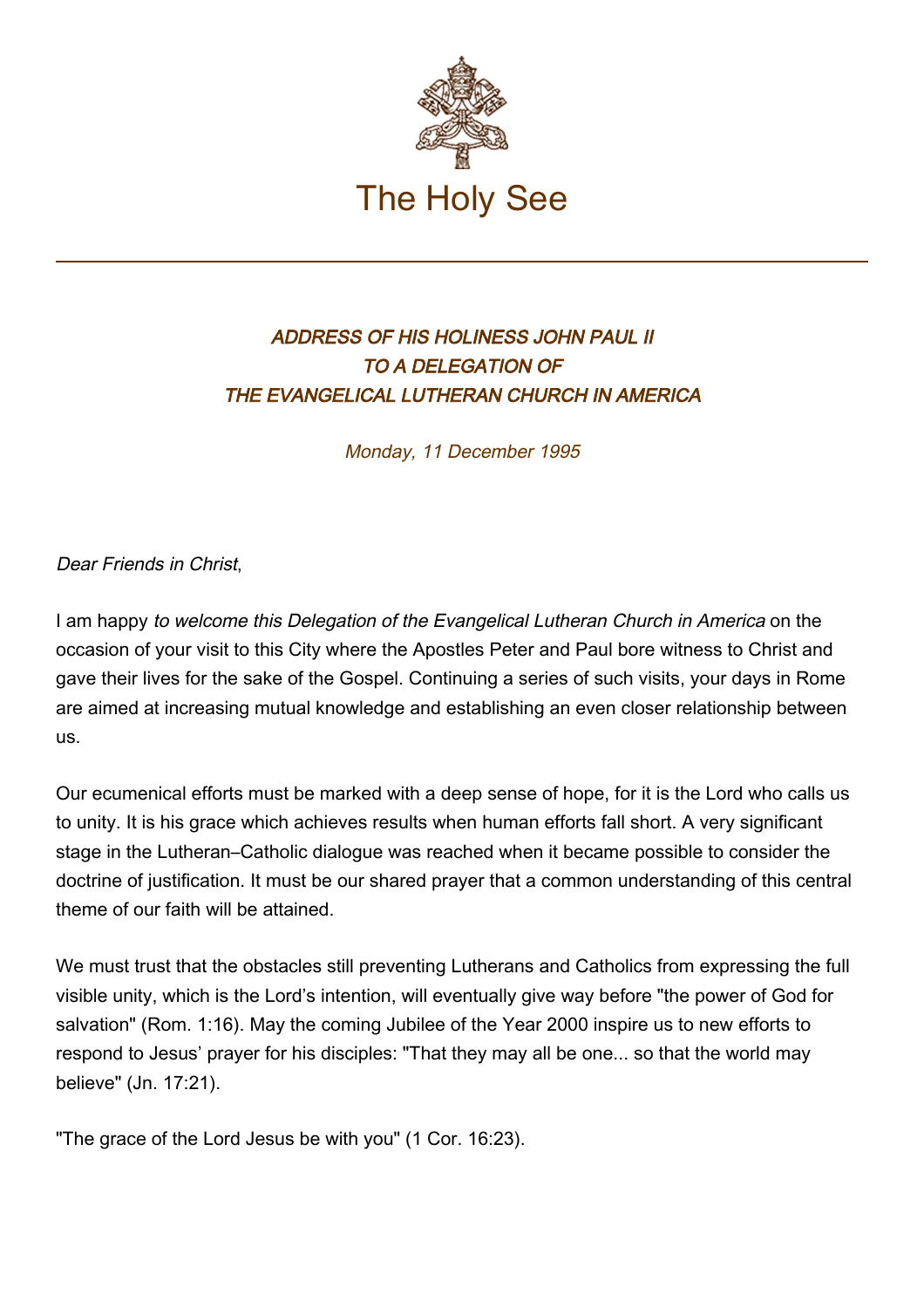The Holy See

# *ADDRESS OF HIS HOLINESS JOHN PAUL II TO A DELEGATION OF THE EVANGELICAL LUTHERAN CHURCH IN AMERICA*

*Monday, 11 December 1995*

*Dear Friends in Christ*,

I am happy *to welcome this Delegation of the Evangelical Lutheran Church in America* on the occasion of your visit to this City where the Apostles Peter and Paul bore witness to Christ and gave their lives for the sake of the Gospel. Continuing a series of such visits, your days in Rome are aimed at increasing mutual knowledge and establishing an even closer relationship between us.

Our ecumenical efforts must be marked with a deep sense of hope, for it is the Lord who calls us to unity. It is his grace which achieves results when human efforts fall short. A very significant stage in the Lutheran–Catholic dialogue was reached when it became possible to consider the doctrine of justification. It must be our shared prayer that a common understanding of this central theme of our faith will be attained.

We must trust that the obstacles still preventing Lutherans and Catholics from expressing the full visible unity, which is the Lord's intention, will eventually give way before "the power of God for salvation" (Rom. 1:16). May the coming Jubilee of the Year 2000 inspire us to new efforts to respond to Jesus' prayer for his disciples: "That they may all be one... so that the world may believe" (Jn. 17:21).

"The grace of the Lord Jesus be with you" (1 Cor. 16:23).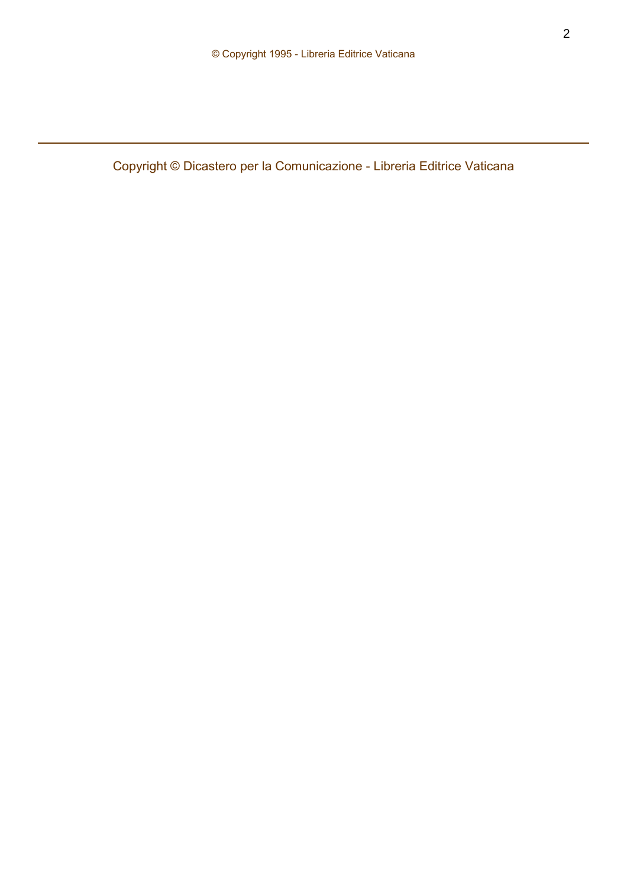© Copyright 1995 - Libreria Editrice Vaticana

---

Copyright © Dicastero per la Comunicazione - Libreria Editrice Vaticana